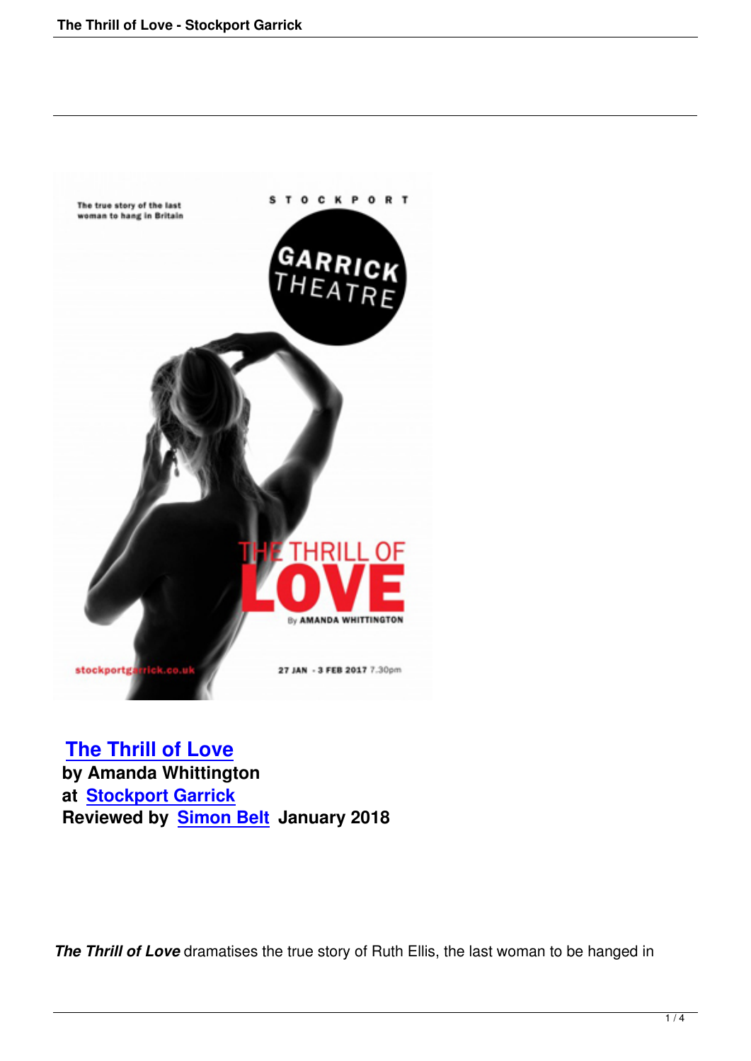**[The Thrill of Love](#)**
**by Amanda Whittington**
**at [Stockport Garrick](#)**
**Reviewed by [Simon Belt](#) January 2018**

***The Thrill of Love*** dramatises the true story of Ruth Ellis, the last woman to be hanged in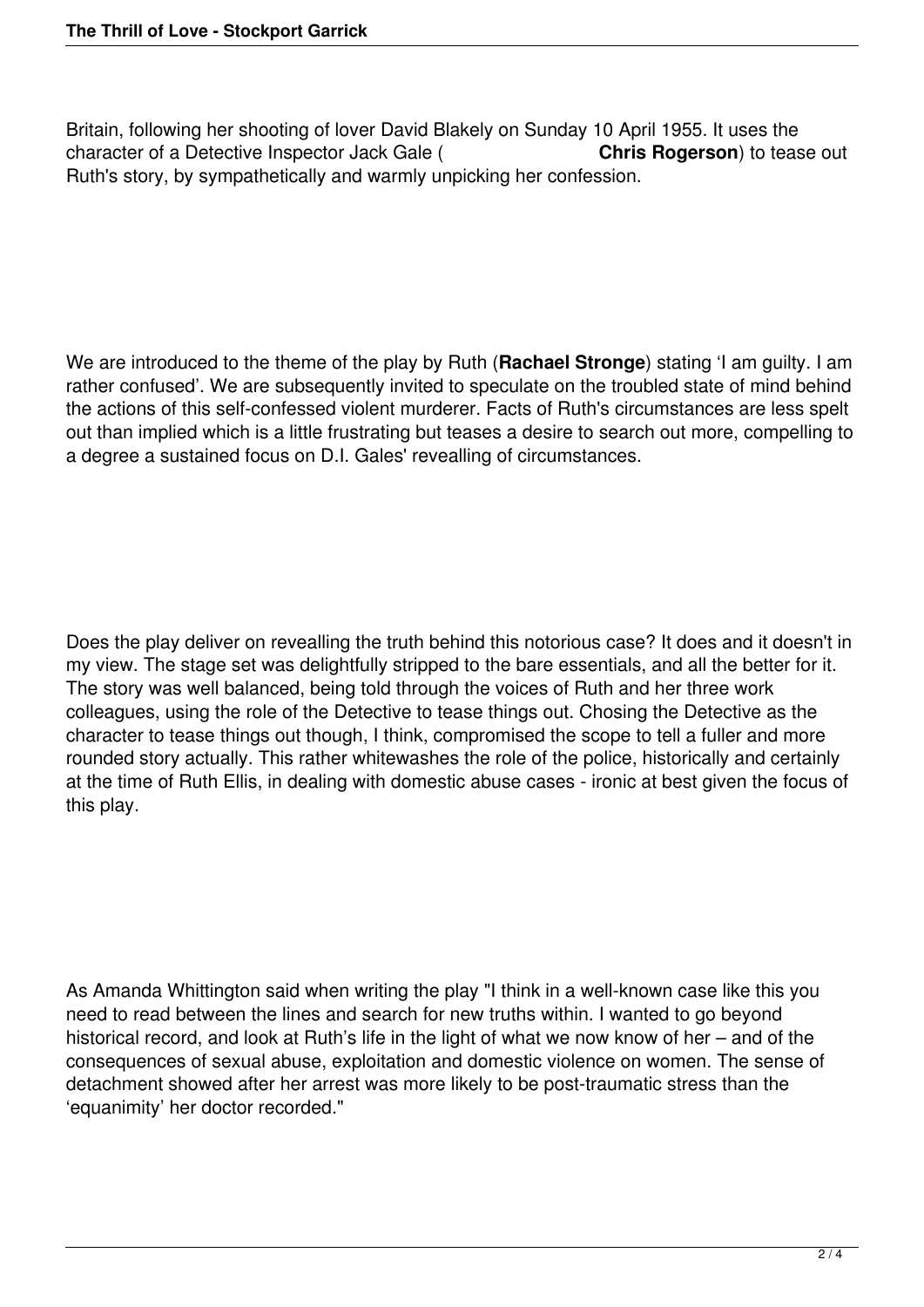Britain, following her shooting of lover David Blakely on Sunday 10 April 1955. It uses the character of a Detective Inspector Jack Gale ( **Chris Rogerson**) to tease out Ruth's story, by sympathetically and warmly unpicking her confession.

We are introduced to the theme of the play by Ruth (**Rachael Stronge**) stating 'I am guilty. I am rather confused'. We are subsequently invited to speculate on the troubled state of mind behind the actions of this self-confessed violent murderer. Facts of Ruth's circumstances are less spelt out than implied which is a little frustrating but teases a desire to search out more, compelling to a degree a sustained focus on D.I. Gales' revealling of circumstances.

Does the play deliver on revealling the truth behind this notorious case? It does and it doesn't in my view. The stage set was delightfully stripped to the bare essentials, and all the better for it. The story was well balanced, being told through the voices of Ruth and her three work colleagues, using the role of the Detective to tease things out. Chosing the Detective as the character to tease things out though, I think, compromised the scope to tell a fuller and more rounded story actually. This rather whitewashes the role of the police, historically and certainly at the time of Ruth Ellis, in dealing with domestic abuse cases - ironic at best given the focus of this play.

As Amanda Whittington said when writing the play "I think in a well-known case like this you need to read between the lines and search for new truths within. I wanted to go beyond historical record, and look at Ruth's life in the light of what we now know of her – and of the consequences of sexual abuse, exploitation and domestic violence on women. The sense of detachment showed after her arrest was more likely to be post-traumatic stress than the 'equanimity' her doctor recorded."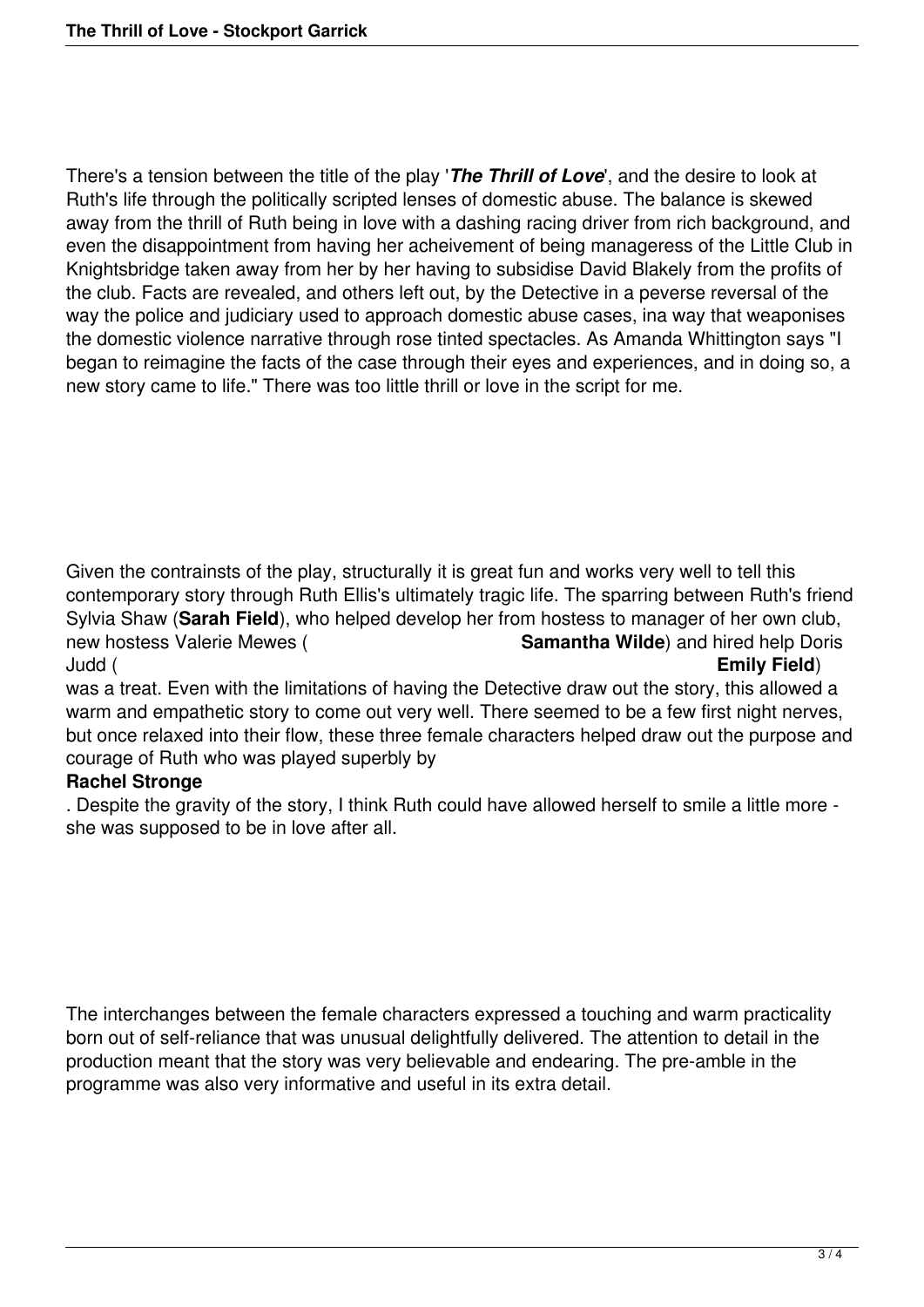There's a tension between the title of the play '***The Thrill of Love***', and the desire to look at Ruth's life through the politically scripted lenses of domestic abuse. The balance is skewed away from the thrill of Ruth being in love with a dashing racing driver from rich background, and even the disappointment from having her acheivement of being manageress of the Little Club in Knightsbridge taken away from her by her having to subsidise David Blakely from the profits of the club. Facts are revealed, and others left out, by the Detective in a peverse reversal of the way the police and judiciary used to approach domestic abuse cases, ina way that weaponises the domestic violence narrative through rose tinted spectacles. As Amanda Whittington says "I began to reimagine the facts of the case through their eyes and experiences, and in doing so, a new story came to life." There was too little thrill or love in the script for me.

Given the contrainsts of the play, structurally it is great fun and works very well to tell this contemporary story through Ruth Ellis's ultimately tragic life. The sparring between Ruth's friend Sylvia Shaw (**Sarah Field**), who helped develop her from hostess to manager of her own club, new hostess Valerie Mewes (**Samantha Wilde**) and hired help Doris Judd (**Emily Field**) was a treat. Even with the limitations of having the Detective draw out the story, this allowed a warm and empathetic story to come out very well. There seemed to be a few first night nerves, but once relaxed into their flow, these three female characters helped draw out the purpose and courage of Ruth who was played superbly by **Rachel Stronge**. Despite the gravity of the story, I think Ruth could have allowed herself to smile a little more - she was supposed to be in love after all.

The interchanges between the female characters expressed a touching and warm practicality born out of self-reliance that was unusual delightfully delivered. The attention to detail in the production meant that the story was very believable and endearing. The pre-amble in the programme was also very informative and useful in its extra detail.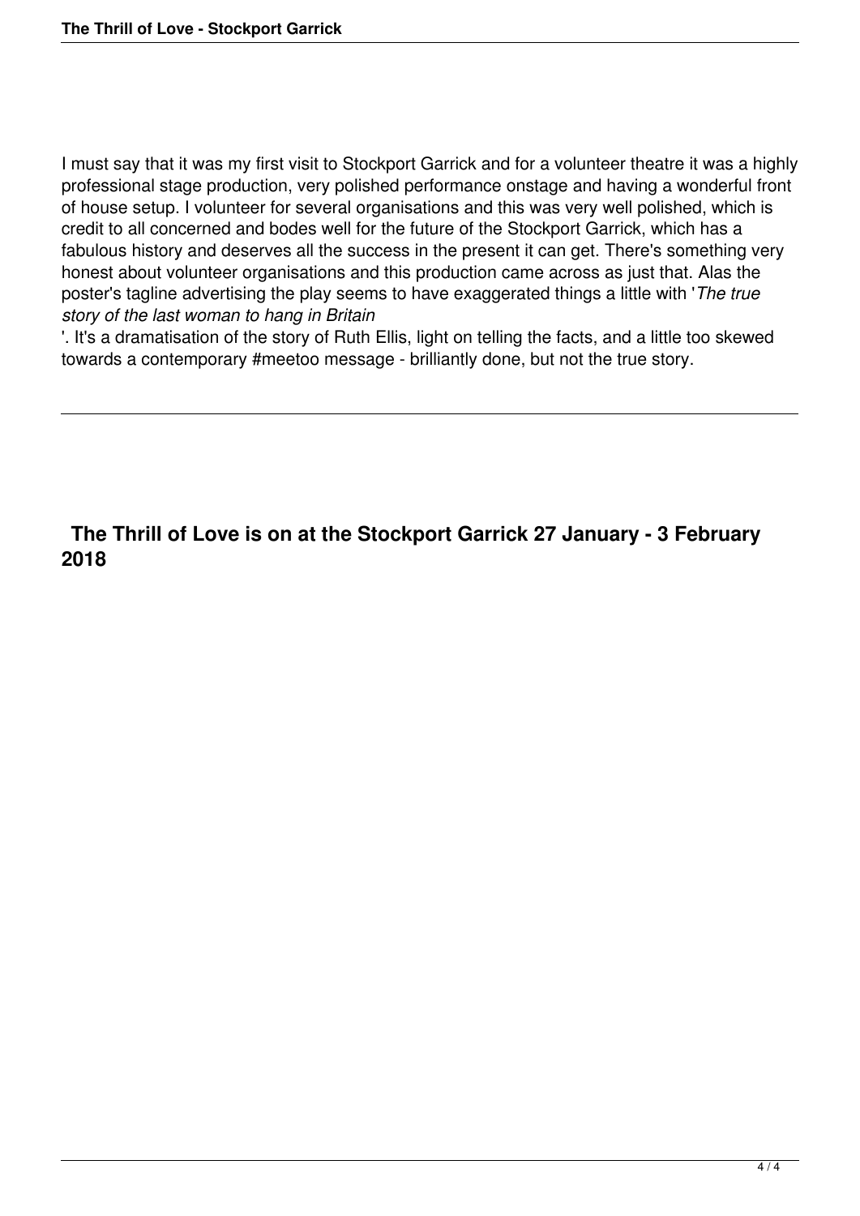I must say that it was my first visit to Stockport Garrick and for a volunteer theatre it was a highly professional stage production, very polished performance onstage and having a wonderful front of house setup. I volunteer for several organisations and this was very well polished, which is credit to all concerned and bodes well for the future of the Stockport Garrick, which has a fabulous history and deserves all the success in the present it can get. There's something very honest about volunteer organisations and this production came across as just that. Alas the poster's tagline advertising the play seems to have exaggerated things a little with '*The true story of the last woman to hang in Britain*'. It's a dramatisation of the story of Ruth Ellis, light on telling the facts, and a little too skewed towards a contemporary #meetoo message - brilliantly done, but not the true story.

---

## The Thrill of Love is on at the Stockport Garrick 27 January - 3 February 2018